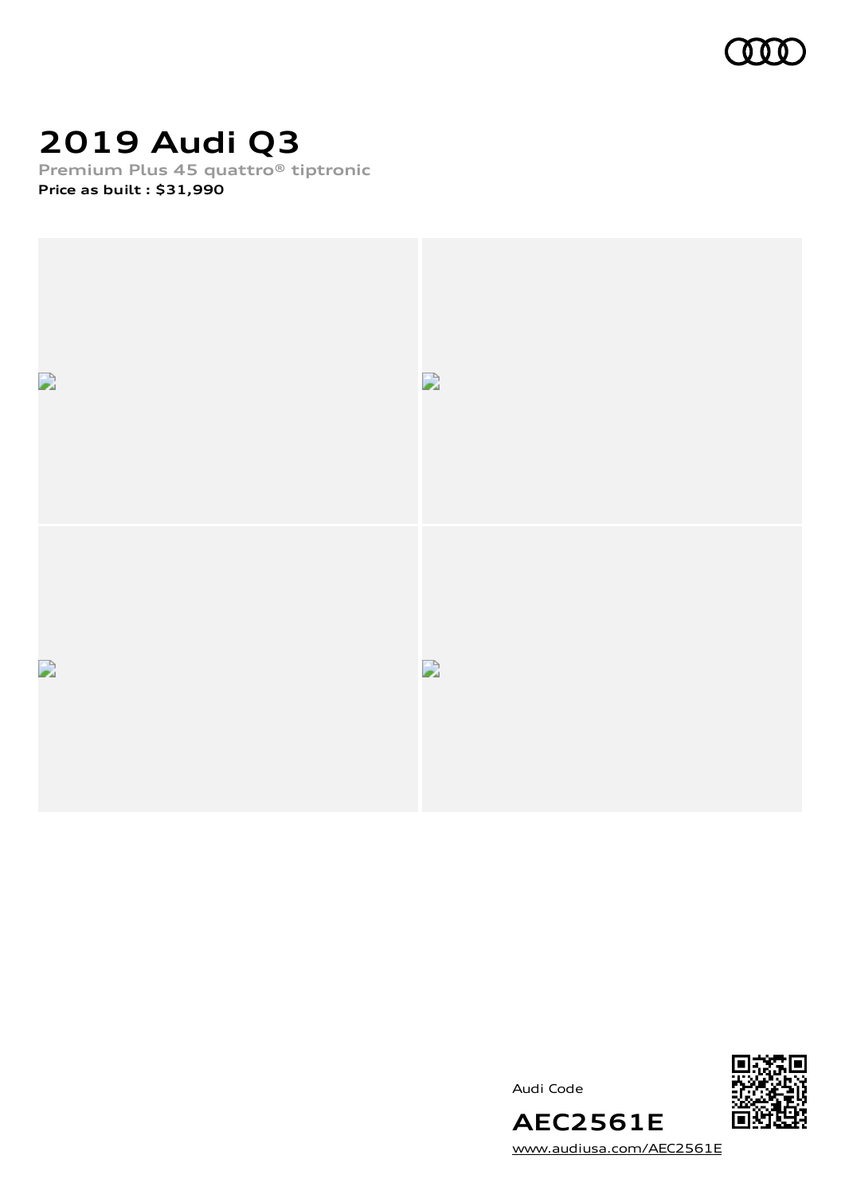# 2019 Audi Q3

**Premium Plus 45 quattro® tiptronic**

**Price as built : $31,990**

Audi Code

**AEC2561E**

www.audiusa.com/AEC2561E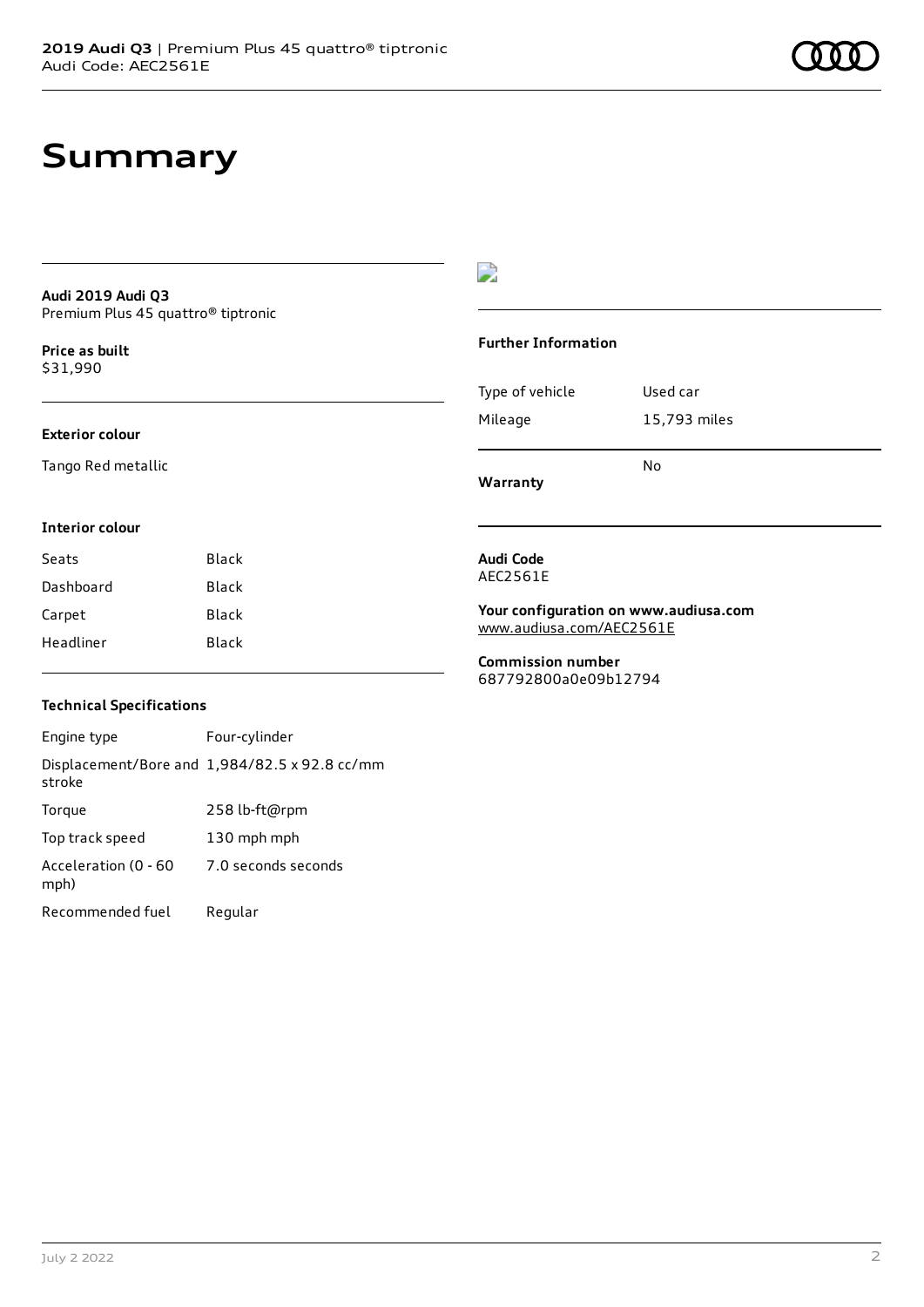# Summary

**Audi 2019 Audi Q3**
Premium Plus 45 quattro® tiptronic

**Price as built**
$31,990

### Exterior colour

Tango Red metallic

### Interior colour

| Seats | Black |
| --- | --- |
| Dashboard | Black |
| Carpet | Black |
| Headliner | Black |

### Technical Specifications

| Engine type | Four-cylinder |
| --- | --- |
| Displacement/Bore and stroke | 1,984/82.5 x 92.8 cc/mm |
| Torque | 258 lb-ft@rpm |
| Top track speed | 130 mph mph |
| Acceleration (0 - 60 mph) | 7.0 seconds seconds |
| Recommended fuel | Regular |

### Further Information

| Type of vehicle | Used car |
| --- | --- |
| Mileage | 15,793 miles |
| **Warranty** | No |

**Audi Code**
AEC2561E

**Your configuration on www.audiusa.com**
www.audiusa.com/AEC2561E

**Commission number**
687792800a0e09b12794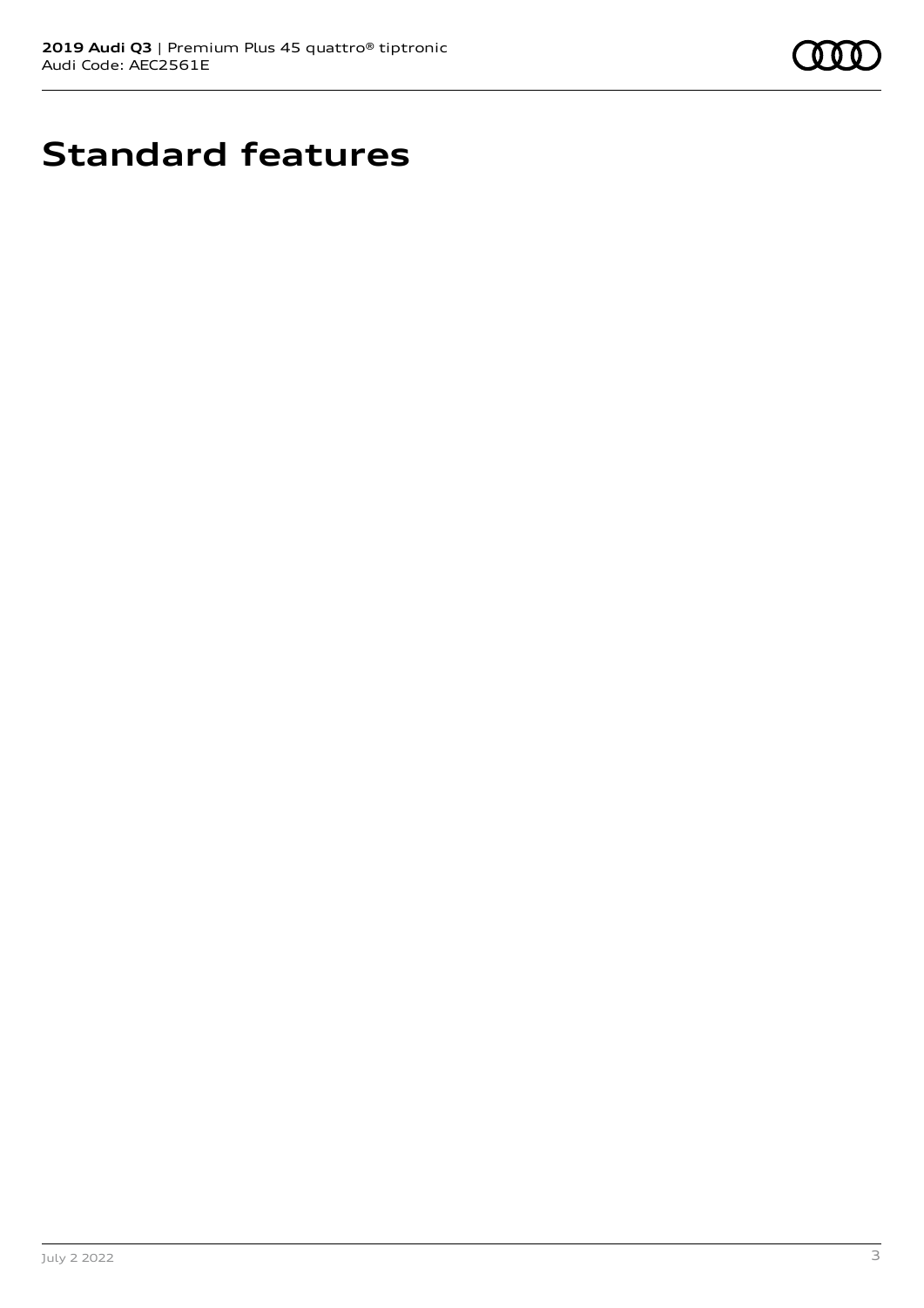# Standard features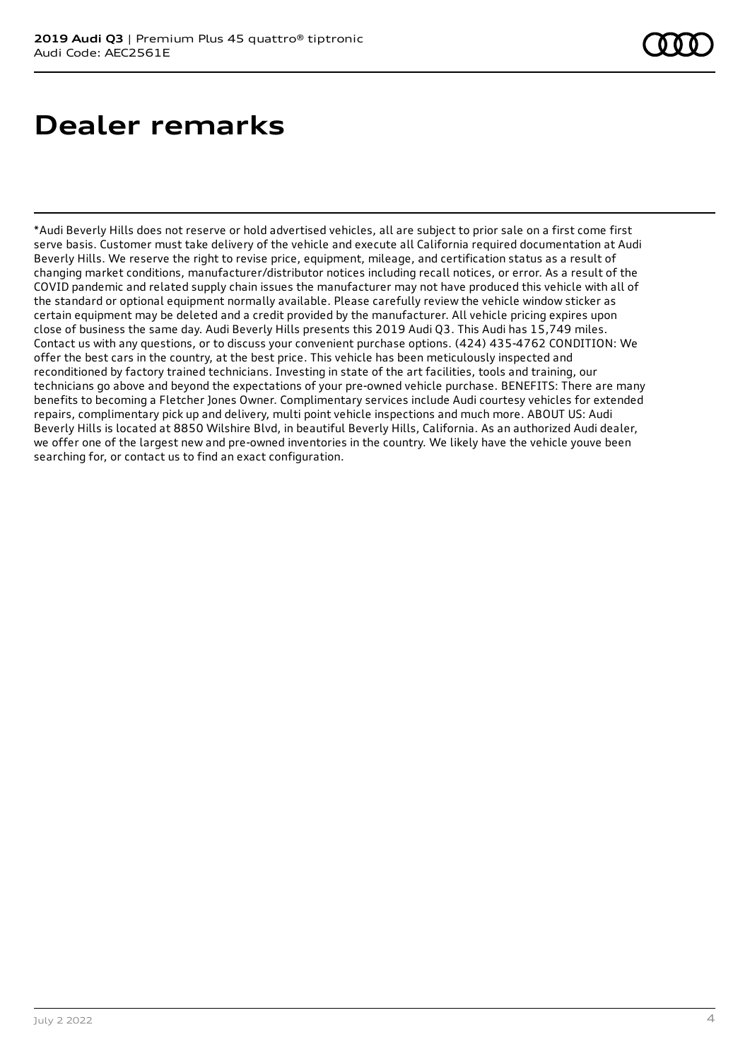# Dealer remarks

*Audi Beverly Hills does not reserve or hold advertised vehicles, all are subject to prior sale on a first come first serve basis. Customer must take delivery of the vehicle and execute all California required documentation at Audi Beverly Hills. We reserve the right to revise price, equipment, mileage, and certification status as a result of changing market conditions, manufacturer/distributor notices including recall notices, or error. As a result of the COVID pandemic and related supply chain issues the manufacturer may not have produced this vehicle with all of the standard or optional equipment normally available. Please carefully review the vehicle window sticker as certain equipment may be deleted and a credit provided by the manufacturer. All vehicle pricing expires upon close of business the same day. Audi Beverly Hills presents this 2019 Audi Q3. This Audi has 15,749 miles. Contact us with any questions, or to discuss your convenient purchase options. (424) 435-4762 CONDITION: We offer the best cars in the country, at the best price. This vehicle has been meticulously inspected and reconditioned by factory trained technicians. Investing in state of the art facilities, tools and training, our technicians go above and beyond the expectations of your pre-owned vehicle purchase. BENEFITS: There are many benefits to becoming a Fletcher Jones Owner. Complimentary services include Audi courtesy vehicles for extended repairs, complimentary pick up and delivery, multi point vehicle inspections and much more. ABOUT US: Audi Beverly Hills is located at 8850 Wilshire Blvd, in beautiful Beverly Hills, California. As an authorized Audi dealer, we offer one of the largest new and pre-owned inventories in the country. We likely have the vehicle youve been searching for, or contact us to find an exact configuration.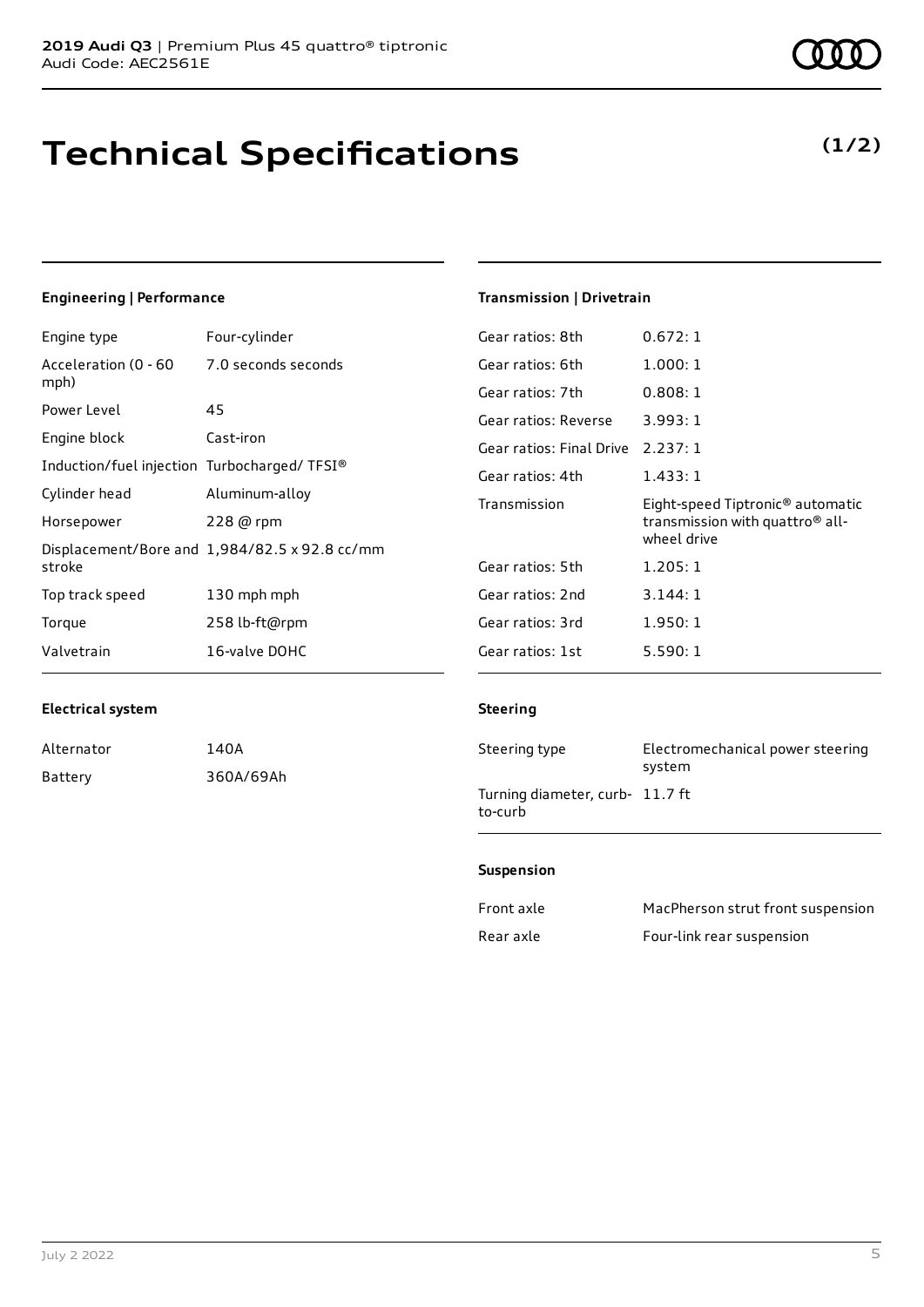**2019 Audi Q3** | Premium Plus 45 quattro® tiptronic
Audi Code: AEC2561E

# Technical Specifications

**(1/2)**

### Engineering | Performance

| | |
|---|---|
| Engine type | Four-cylinder |
| Acceleration (0 - 60 mph) | 7.0 seconds seconds |
| Power Level | 45 |
| Engine block | Cast-iron |
| Induction/fuel injection | Turbocharged/ TFSI® |
| Cylinder head | Aluminum-alloy |
| Horsepower | 228 @ rpm |
| Displacement/Bore and stroke | 1,984/82.5 x 92.8 cc/mm |
| Top track speed | 130 mph mph |
| Torque | 258 lb-ft@rpm |
| Valvetrain | 16-valve DOHC |

### Electrical system

| | |
|---|---|
| Alternator | 140A |
| Battery | 360A/69Ah |

### Transmission | Drivetrain

| | |
|---|---|
| Gear ratios: 8th | 0.672: 1 |
| Gear ratios: 6th | 1.000: 1 |
| Gear ratios: 7th | 0.808: 1 |
| Gear ratios: Reverse | 3.993: 1 |
| Gear ratios: Final Drive | 2.237: 1 |
| Gear ratios: 4th | 1.433: 1 |
| Transmission | Eight-speed Tiptronic® automatic transmission with quattro® all-wheel drive |
| Gear ratios: 5th | 1.205: 1 |
| Gear ratios: 2nd | 3.144: 1 |
| Gear ratios: 3rd | 1.950: 1 |
| Gear ratios: 1st | 5.590: 1 |

### Steering

| | |
|---|---|
| Steering type | Electromechanical power steering system |
| Turning diameter, curb-to-curb | 11.7 ft |

### Suspension

| | |
|---|---|
| Front axle | MacPherson strut front suspension |
| Rear axle | Four-link rear suspension |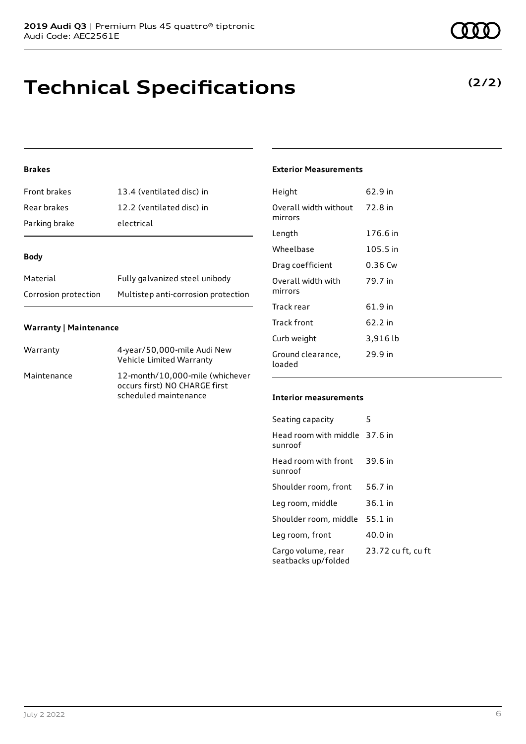# Technical Specifications

**(2/2)**

### Brakes

| | |
|---|---|
| Front brakes | 13.4 (ventilated disc) in |
| Rear brakes | 12.2 (ventilated disc) in |
| Parking brake | electrical |

### Body

| | |
|---|---|
| Material | Fully galvanized steel unibody |
| Corrosion protection | Multistep anti-corrosion protection |

### Warranty | Maintenance

| | |
|---|---|
| Warranty | 4-year/50,000-mile Audi New Vehicle Limited Warranty |
| Maintenance | 12-month/10,000-mile (whichever occurs first) NO CHARGE first scheduled maintenance |

### Exterior Measurements

| | |
|---|---|
| Height | 62.9 in |
| Overall width without mirrors | 72.8 in |
| Length | 176.6 in |
| Wheelbase | 105.5 in |
| Drag coefficient | 0.36 Cw |
| Overall width with mirrors | 79.7 in |
| Track rear | 61.9 in |
| Track front | 62.2 in |
| Curb weight | 3,916 lb |
| Ground clearance, loaded | 29.9 in |

### Interior measurements

| | |
|---|---|
| Seating capacity | 5 |
| Head room with middle sunroof | 37.6 in |
| Head room with front sunroof | 39.6 in |
| Shoulder room, front | 56.7 in |
| Leg room, middle | 36.1 in |
| Shoulder room, middle | 55.1 in |
| Leg room, front | 40.0 in |
| Cargo volume, rear seatbacks up/folded | 23.72 cu ft, cu ft |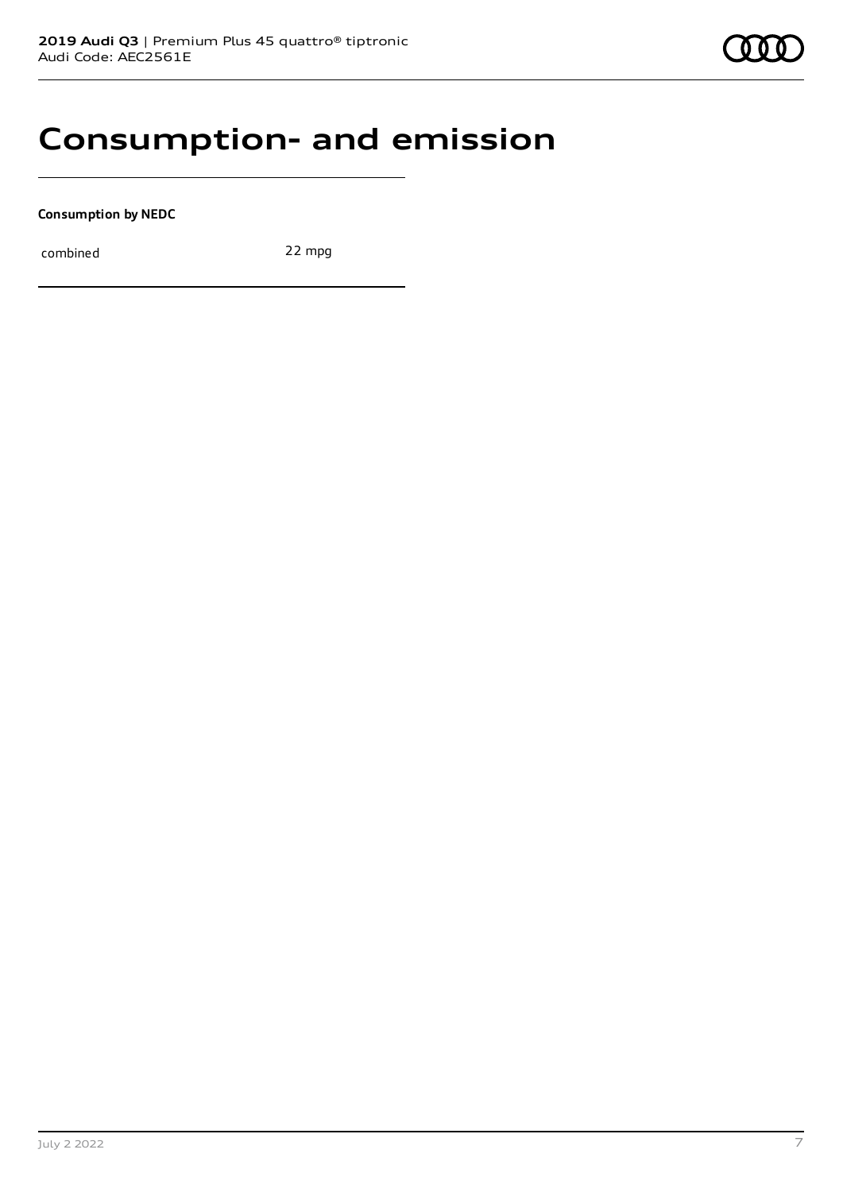# Consumption- and emission

**Consumption by NEDC**

| | |
|---|---|
| combined | 22 mpg |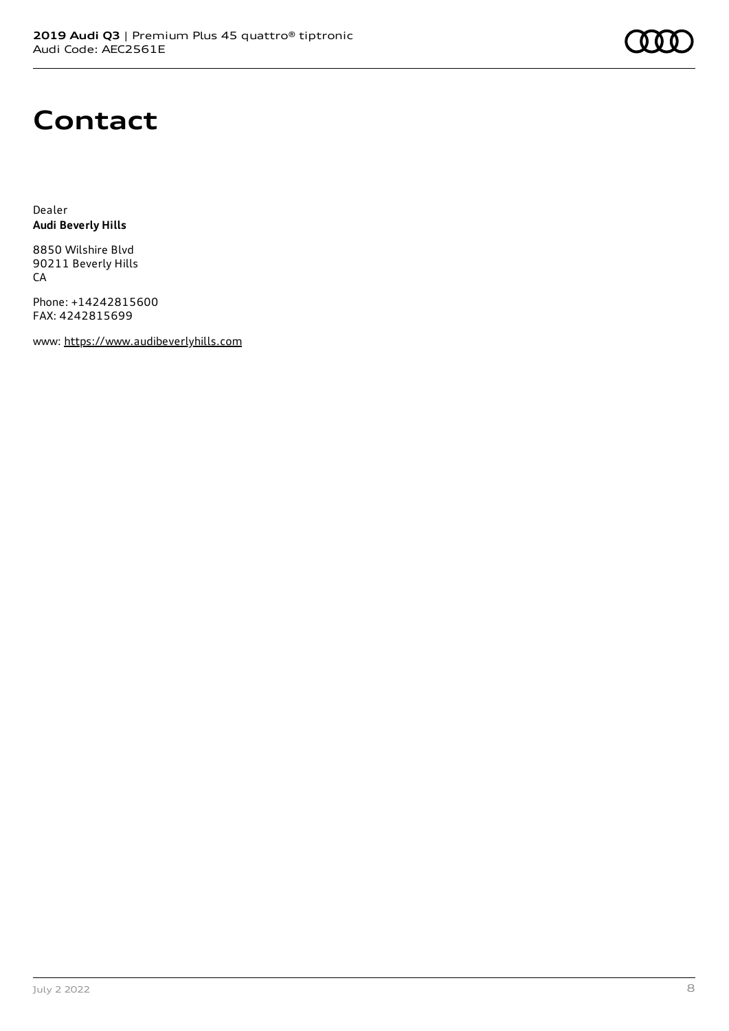# Contact

Dealer
**Audi Beverly Hills**

8850 Wilshire Blvd
90211 Beverly Hills
CA

Phone: +14242815600
FAX: 4242815699

www: https://www.audibeverlyhills.com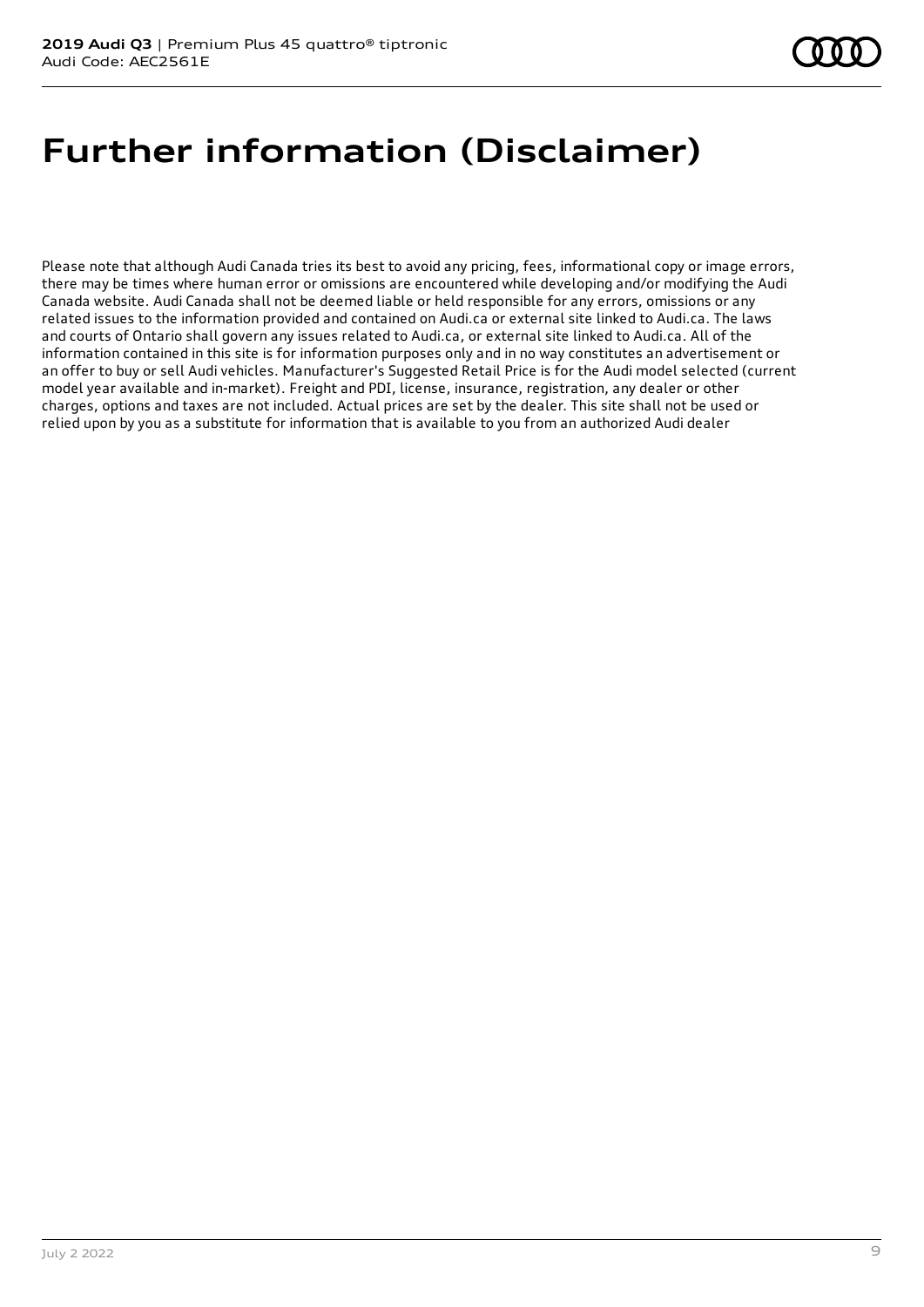# Further information (Disclaimer)

Please note that although Audi Canada tries its best to avoid any pricing, fees, informational copy or image errors, there may be times where human error or omissions are encountered while developing and/or modifying the Audi Canada website. Audi Canada shall not be deemed liable or held responsible for any errors, omissions or any related issues to the information provided and contained on Audi.ca or external site linked to Audi.ca. The laws and courts of Ontario shall govern any issues related to Audi.ca, or external site linked to Audi.ca. All of the information contained in this site is for information purposes only and in no way constitutes an advertisement or an offer to buy or sell Audi vehicles. Manufacturer's Suggested Retail Price is for the Audi model selected (current model year available and in-market). Freight and PDI, license, insurance, registration, any dealer or other charges, options and taxes are not included. Actual prices are set by the dealer. This site shall not be used or relied upon by you as a substitute for information that is available to you from an authorized Audi dealer